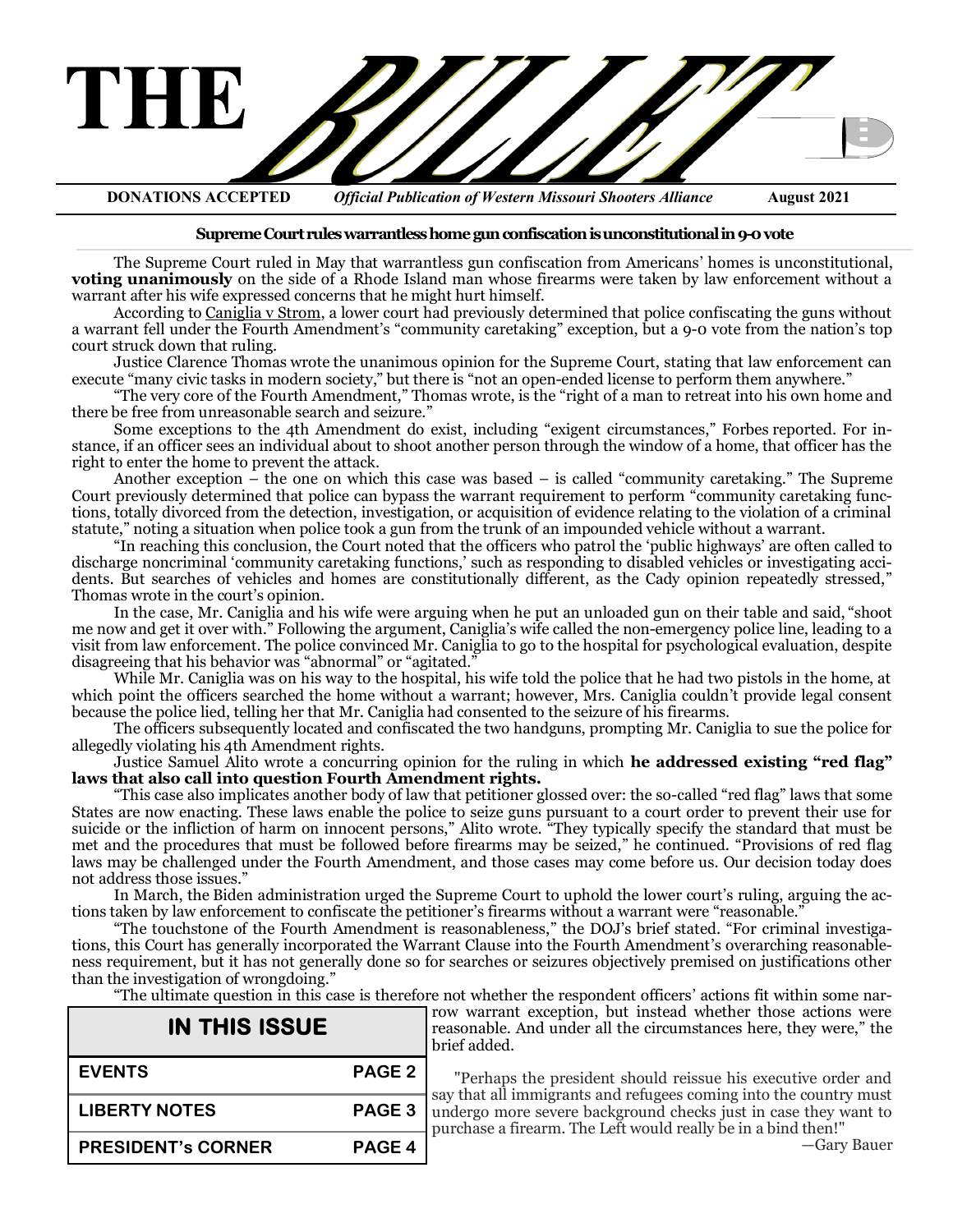# THE BULLET

**DONATIONS ACCEPTED** *Official Publication of Western Missouri Shooters Alliance* **August 2021**

## Supreme Court rules warrantless home gun confiscation is unconstitutional in 9-0 vote

The Supreme Court ruled in May that warrantless gun confiscation from Americans' homes is unconstitutional, **voting unanimously** on the side of a Rhode Island man whose firearms were taken by law enforcement without a warrant after his wife expressed concerns that he might hurt himself.

According to Caniglia v Strom, a lower court had previously determined that police confiscating the guns without a warrant fell under the Fourth Amendment's "community caretaking" exception, but a 9-0 vote from the nation's top court struck down that ruling.

Justice Clarence Thomas wrote the unanimous opinion for the Supreme Court, stating that law enforcement can execute "many civic tasks in modern society," but there is "not an open-ended license to perform them anywhere."

"The very core of the Fourth Amendment," Thomas wrote, is the "right of a man to retreat into his own home and there be free from unreasonable search and seizure."

Some exceptions to the 4th Amendment do exist, including "exigent circumstances," Forbes reported. For instance, if an officer sees an individual about to shoot another person through the window of a home, that officer has the right to enter the home to prevent the attack.

Another exception – the one on which this case was based – is called "community caretaking." The Supreme Court previously determined that police can bypass the warrant requirement to perform "community caretaking functions, totally divorced from the detection, investigation, or acquisition of evidence relating to the violation of a criminal statute," noting a situation when police took a gun from the trunk of an impounded vehicle without a warrant.

"In reaching this conclusion, the Court noted that the officers who patrol the 'public highways' are often called to discharge noncriminal 'community caretaking functions,' such as responding to disabled vehicles or investigating accidents. But searches of vehicles and homes are constitutionally different, as the Cady opinion repeatedly stressed," Thomas wrote in the court's opinion.

In the case, Mr. Caniglia and his wife were arguing when he put an unloaded gun on their table and said, "shoot me now and get it over with." Following the argument, Caniglia's wife called the non-emergency police line, leading to a visit from law enforcement. The police convinced Mr. Caniglia to go to the hospital for psychological evaluation, despite disagreeing that his behavior was "abnormal" or "agitated."

While Mr. Caniglia was on his way to the hospital, his wife told the police that he had two pistols in the home, at which point the officers searched the home without a warrant; however, Mrs. Caniglia couldn't provide legal consent because the police lied, telling her that Mr. Caniglia had consented to the seizure of his firearms.

The officers subsequently located and confiscated the two handguns, prompting Mr. Caniglia to sue the police for allegedly violating his 4th Amendment rights.

Justice Samuel Alito wrote a concurring opinion for the ruling in which **he addressed existing "red flag" laws that also call into question Fourth Amendment rights.**

"This case also implicates another body of law that petitioner glossed over: the so-called "red flag" laws that some States are now enacting. These laws enable the police to seize guns pursuant to a court order to prevent their use for suicide or the infliction of harm on innocent persons," Alito wrote. "They typically specify the standard that must be met and the procedures that must be followed before firearms may be seized," he continued. "Provisions of red flag laws may be challenged under the Fourth Amendment, and those cases may come before us. Our decision today does not address those issues."

In March, the Biden administration urged the Supreme Court to uphold the lower court's ruling, arguing the actions taken by law enforcement to confiscate the petitioner's firearms without a warrant were "reasonable."

"The touchstone of the Fourth Amendment is reasonableness," the DOJ's brief stated. "For criminal investigations, this Court has generally incorporated the Warrant Clause into the Fourth Amendment's overarching reasonableness requirement, but it has not generally done so for searches or seizures objectively premised on justifications other than the investigation of wrongdoing."

"The ultimate question in this case is therefore not whether the respondent officers' actions fit within some narrow warrant exception, but instead whether those actions were reasonable. And under all the circumstances here, they were," the brief added.

"Perhaps the president should reissue his executive order and say that all immigrants and refugees coming into the country must undergo more severe background checks just in case they want to purchase a firearm. The Left would really be in a bind then!"

—Gary Bauer

| IN THIS ISSUE | |
|---|---|
| EVENTS | PAGE 2 |
| LIBERTY NOTES | PAGE 3 |
| PRESIDENT's CORNER | PAGE 4 |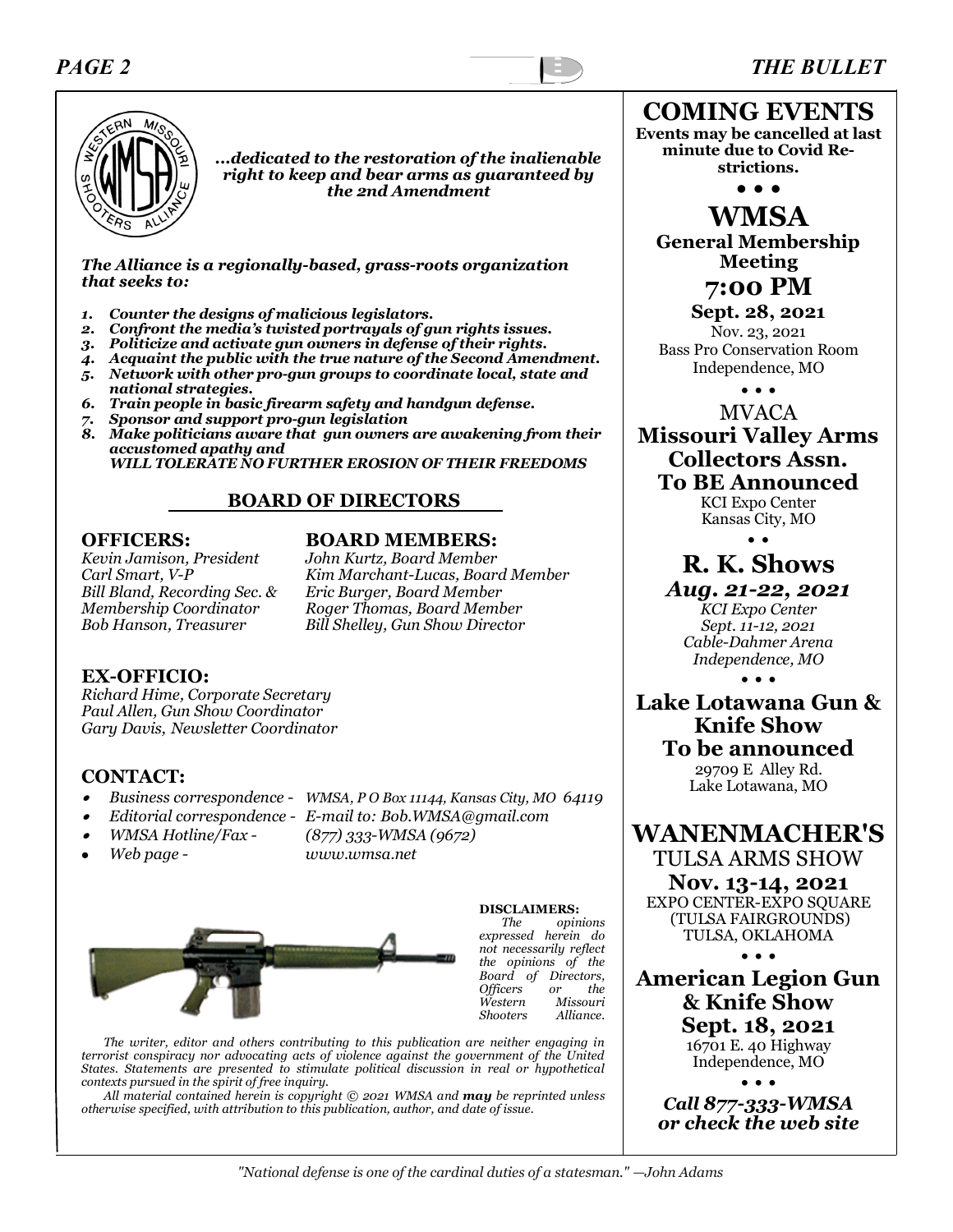*...dedicated to the restoration of the inalienable right to keep and bear arms as guaranteed by the 2nd Amendment*

***The Alliance is a regionally-based, grass-roots organization that seeks to:***

1. ***Counter the designs of malicious legislators.***
2. ***Confront the media's twisted portrayals of gun rights issues.***
3. ***Politicize and activate gun owners in defense of their rights.***
4. ***Acquaint the public with the true nature of the Second Amendment.***
5. ***Network with other pro-gun groups to coordinate local, state and national strategies.***
6. ***Train people in basic firearm safety and handgun defense.***
7. ***Sponsor and support pro-gun legislation***
8. ***Make politicians aware that gun owners are awakening from their accustomed apathy and WILL TOLERATE NO FURTHER EROSION OF THEIR FREEDOMS***

## BOARD OF DIRECTORS

### OFFICERS:

*Kevin Jamison, President*
*Carl Smart, V-P*
*Bill Bland, Recording Sec. & Membership Coordinator*
*Bob Hanson, Treasurer*

### BOARD MEMBERS:

*John Kurtz, Board Member*
*Kim Marchant-Lucas, Board Member*
*Eric Burger, Board Member*
*Roger Thomas, Board Member*
*Bill Shelley, Gun Show Director*

### EX-OFFICIO:

*Richard Hime, Corporate Secretary*
*Paul Allen, Gun Show Coordinator*
*Gary Davis, Newsletter Coordinator*

### CONTACT:

- *Business correspondence - WMSA, P O Box 11144, Kansas City, MO 64119*
- *Editorial correspondence - E-mail to: Bob.WMSA@gmail.com*
- *WMSA Hotline/Fax - (877) 333-WMSA (9672)*
- *Web page - www.wmsa.net*

**DISCLAIMERS:**
*The opinions expressed herein do not necessarily reflect the opinions of the Board of Directors, Officers or the Western Missouri Shooters Alliance.*

*The writer, editor and others contributing to this publication are neither engaging in terrorist conspiracy nor advocating acts of violence against the government of the United States. Statements are presented to stimulate political discussion in real or hypothetical contexts pursued in the spirit of free inquiry.*

*All material contained herein is copyright © 2021 WMSA and **may** be reprinted unless otherwise specified, with attribution to this publication, author, and date of issue.*

## COMING EVENTS

**Events may be cancelled at last minute due to Covid Restrictions.**

• • •

### WMSA

**General Membership Meeting**

**7:00 PM**

**Sept. 28, 2021**

Nov. 23, 2021
Bass Pro Conservation Room
Independence, MO

• • •

MVACA
**Missouri Valley Arms Collectors Assn.**
**To BE Announced**
KCI Expo Center
Kansas City, MO

• •

### R. K. Shows

***Aug. 21-22, 2021***
*KCI Expo Center*
*Sept. 11-12, 2021*
*Cable-Dahmer Arena*
*Independence, MO*

• • •

**Lake Lotawana Gun & Knife Show**
**To be announced**
29709 E Alley Rd.
Lake Lotawana, MO

### WANENMACHER'S

TULSA ARMS SHOW
**Nov. 13-14, 2021**
EXPO CENTER-EXPO SQUARE
(TULSA FAIRGROUNDS)
TULSA, OKLAHOMA

• • •

**American Legion Gun & Knife Show**
**Sept. 18, 2021**
16701 E. 40 Highway
Independence, MO

• • •

***Call 877-333-WMSA or check the web site***

*"National defense is one of the cardinal duties of a statesman." —John Adams*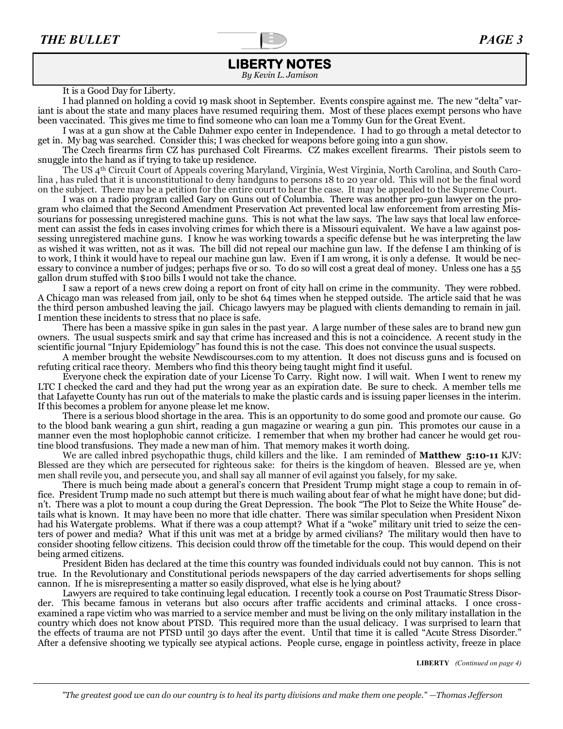## LIBERTY NOTES

*By Kevin L. Jamison*

It is a Good Day for Liberty.

I had planned on holding a covid 19 mask shoot in September. Events conspire against me. The new "delta" variant is about the state and many places have resumed requiring them. Most of these places exempt persons who have been vaccinated. This gives me time to find someone who can loan me a Tommy Gun for the Great Event.

I was at a gun show at the Cable Dahmer expo center in Independence. I had to go through a metal detector to get in. My bag was searched. Consider this; I was checked for weapons before going into a gun show.

The Czech firearms firm CZ has purchased Colt Firearms. CZ makes excellent firearms. Their pistols seem to snuggle into the hand as if trying to take up residence.

The US 4th Circuit Court of Appeals covering Maryland, Virginia, West Virginia, North Carolina, and South Carolina , has ruled that it is unconstitutional to deny handguns to persons 18 to 20 year old. This will not be the final word on the subject. There may be a petition for the entire court to hear the case. It may be appealed to the Supreme Court.

I was on a radio program called Gary on Guns out of Columbia. There was another pro-gun lawyer on the program who claimed that the Second Amendment Preservation Act prevented local law enforcement from arresting Missourians for possessing unregistered machine guns. This is not what the law says. The law says that local law enforcement can assist the feds in cases involving crimes for which there is a Missouri equivalent. We have a law against possessing unregistered machine guns. I know he was working towards a specific defense but he was interpreting the law as wished it was written, not as it was. The bill did not repeal our machine gun law. If the defense I am thinking of is to work, I think it would have to repeal our machine gun law. Even if I am wrong, it is only a defense. It would be necessary to convince a number of judges; perhaps five or so. To do so will cost a great deal of money. Unless one has a 55 gallon drum stuffed with $100 bills I would not take the chance.

I saw a report of a news crew doing a report on front of city hall on crime in the community. They were robbed. A Chicago man was released from jail, only to be shot 64 times when he stepped outside. The article said that he was the third person ambushed leaving the jail. Chicago lawyers may be plagued with clients demanding to remain in jail. I mention these incidents to stress that no place is safe.

There has been a massive spike in gun sales in the past year. A large number of these sales are to brand new gun owners. The usual suspects smirk and say that crime has increased and this is not a coincidence. A recent study in the scientific journal "Injury Epidemiology" has found this is not the case. This does not convince the usual suspects.

A member brought the website Newdiscourses.com to my attention. It does not discuss guns and is focused on refuting critical race theory. Members who find this theory being taught might find it useful.

Everyone check the expiration date of your License To Carry. Right now. I will wait. When I went to renew my LTC I checked the card and they had put the wrong year as an expiration date. Be sure to check. A member tells me that Lafayette County has run out of the materials to make the plastic cards and is issuing paper licenses in the interim. If this becomes a problem for anyone please let me know.

There is a serious blood shortage in the area. This is an opportunity to do some good and promote our cause. Go to the blood bank wearing a gun shirt, reading a gun magazine or wearing a gun pin. This promotes our cause in a manner even the most hoplophobic cannot criticize. I remember that when my brother had cancer he would get routine blood transfusions. They made a new man of him. That memory makes it worth doing.

We are called inbred psychopathic thugs, child killers and the like. I am reminded of **Matthew 5:10-11** KJV: Blessed are they which are persecuted for righteous sake: for theirs is the kingdom of heaven. Blessed are ye, when men shall revile you, and persecute you, and shall say all manner of evil against you falsely, for my sake.

There is much being made about a general's concern that President Trump might stage a coup to remain in office. President Trump made no such attempt but there is much wailing about fear of what he might have done; but didn't. There was a plot to mount a coup during the Great Depression. The book "The Plot to Seize the White House" details what is known. It may have been no more that idle chatter. There was similar speculation when President Nixon had his Watergate problems. What if there was a coup attempt? What if a "woke" military unit tried to seize the centers of power and media? What if this unit was met at a bridge by armed civilians? The military would then have to consider shooting fellow citizens. This decision could throw off the timetable for the coup. This would depend on their being armed citizens.

President Biden has declared at the time this country was founded individuals could not buy cannon. This is not true. In the Revolutionary and Constitutional periods newspapers of the day carried advertisements for shops selling cannon. If he is misrepresenting a matter so easily disproved, what else is he lying about?

Lawyers are required to take continuing legal education. I recently took a course on Post Traumatic Stress Disorder. This became famous in veterans but also occurs after traffic accidents and criminal attacks. I once cross-examined a rape victim who was married to a service member and must be living on the only military installation in the country which does not know about PTSD. This required more than the usual delicacy. I was surprised to learn that the effects of trauma are not PTSD until 30 days after the event. Until that time it is called "Acute Stress Disorder." After a defensive shooting we typically see atypical actions. People curse, engage in pointless activity, freeze in place

**LIBERTY** *(Continued on page 4)*

*"The greatest good we can do our country is to heal its party divisions and make them one people." —Thomas Jefferson*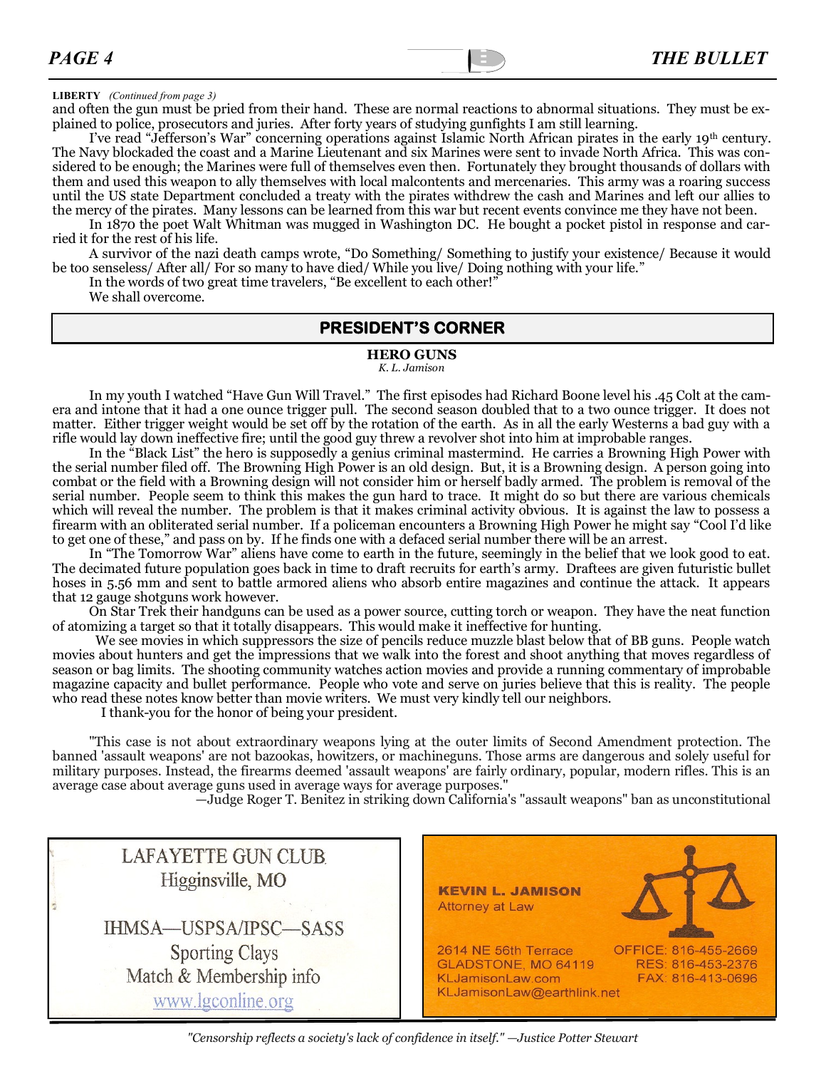**LIBERTY** *(Continued from page 3)*

and often the gun must be pried from their hand. These are normal reactions to abnormal situations. They must be explained to police, prosecutors and juries. After forty years of studying gunfights I am still learning.

I've read "Jefferson's War" concerning operations against Islamic North African pirates in the early 19th century. The Navy blockaded the coast and a Marine Lieutenant and six Marines were sent to invade North Africa. This was considered to be enough; the Marines were full of themselves even then. Fortunately they brought thousands of dollars with them and used this weapon to ally themselves with local malcontents and mercenaries. This army was a roaring success until the US state Department concluded a treaty with the pirates withdrew the cash and Marines and left our allies to the mercy of the pirates. Many lessons can be learned from this war but recent events convince me they have not been.

In 1870 the poet Walt Whitman was mugged in Washington DC. He bought a pocket pistol in response and carried it for the rest of his life.

A survivor of the nazi death camps wrote, "Do Something/ Something to justify your existence/ Because it would be too senseless/ After all/ For so many to have died/ While you live/ Doing nothing with your life."

In the words of two great time travelers, "Be excellent to each other!"

We shall overcome.

## PRESIDENT'S CORNER

### HERO GUNS

*K. L. Jamison*

In my youth I watched "Have Gun Will Travel." The first episodes had Richard Boone level his .45 Colt at the camera and intone that it had a one ounce trigger pull. The second season doubled that to a two ounce trigger. It does not matter. Either trigger weight would be set off by the rotation of the earth. As in all the early Westerns a bad guy with a rifle would lay down ineffective fire; until the good guy threw a revolver shot into him at improbable ranges.

In the "Black List" the hero is supposedly a genius criminal mastermind. He carries a Browning High Power with the serial number filed off. The Browning High Power is an old design. But, it is a Browning design. A person going into combat or the field with a Browning design will not consider him or herself badly armed. The problem is removal of the serial number. People seem to think this makes the gun hard to trace. It might do so but there are various chemicals which will reveal the number. The problem is that it makes criminal activity obvious. It is against the law to possess a firearm with an obliterated serial number. If a policeman encounters a Browning High Power he might say "Cool I'd like to get one of these," and pass on by. If he finds one with a defaced serial number there will be an arrest.

In "The Tomorrow War" aliens have come to earth in the future, seemingly in the belief that we look good to eat. The decimated future population goes back in time to draft recruits for earth's army. Draftees are given futuristic bullet hoses in 5.56 mm and sent to battle armored aliens who absorb entire magazines and continue the attack. It appears that 12 gauge shotguns work however.

On Star Trek their handguns can be used as a power source, cutting torch or weapon. They have the neat function of atomizing a target so that it totally disappears. This would make it ineffective for hunting.

We see movies in which suppressors the size of pencils reduce muzzle blast below that of BB guns. People watch movies about hunters and get the impressions that we walk into the forest and shoot anything that moves regardless of season or bag limits. The shooting community watches action movies and provide a running commentary of improbable magazine capacity and bullet performance. People who vote and serve on juries believe that this is reality. The people who read these notes know better than movie writers. We must very kindly tell our neighbors.

I thank-you for the honor of being your president.

"This case is not about extraordinary weapons lying at the outer limits of Second Amendment protection. The banned 'assault weapons' are not bazookas, howitzers, or machineguns. Those arms are dangerous and solely useful for military purposes. Instead, the firearms deemed 'assault weapons' are fairly ordinary, popular, modern rifles. This is an average case about average guns used in average ways for average purposes."

—Judge Roger T. Benitez in striking down California's "assault weapons" ban as unconstitutional

LAFAYETTE GUN CLUB
Higginsville, MO

IHMSA—USPSA/IPSC—SASS
Sporting Clays
Match & Membership info
www.lgconline.org

**KEVIN L. JAMISON**
Attorney at Law

2614 NE 56th Terrace
GLADSTONE, MO 64119
KLJamisonLaw.com
KLJamisonLaw@earthlink.net

OFFICE: 816-455-2669
RES: 816-453-2376
FAX: 816-413-0696

*"Censorship reflects a society's lack of confidence in itself." —Justice Potter Stewart*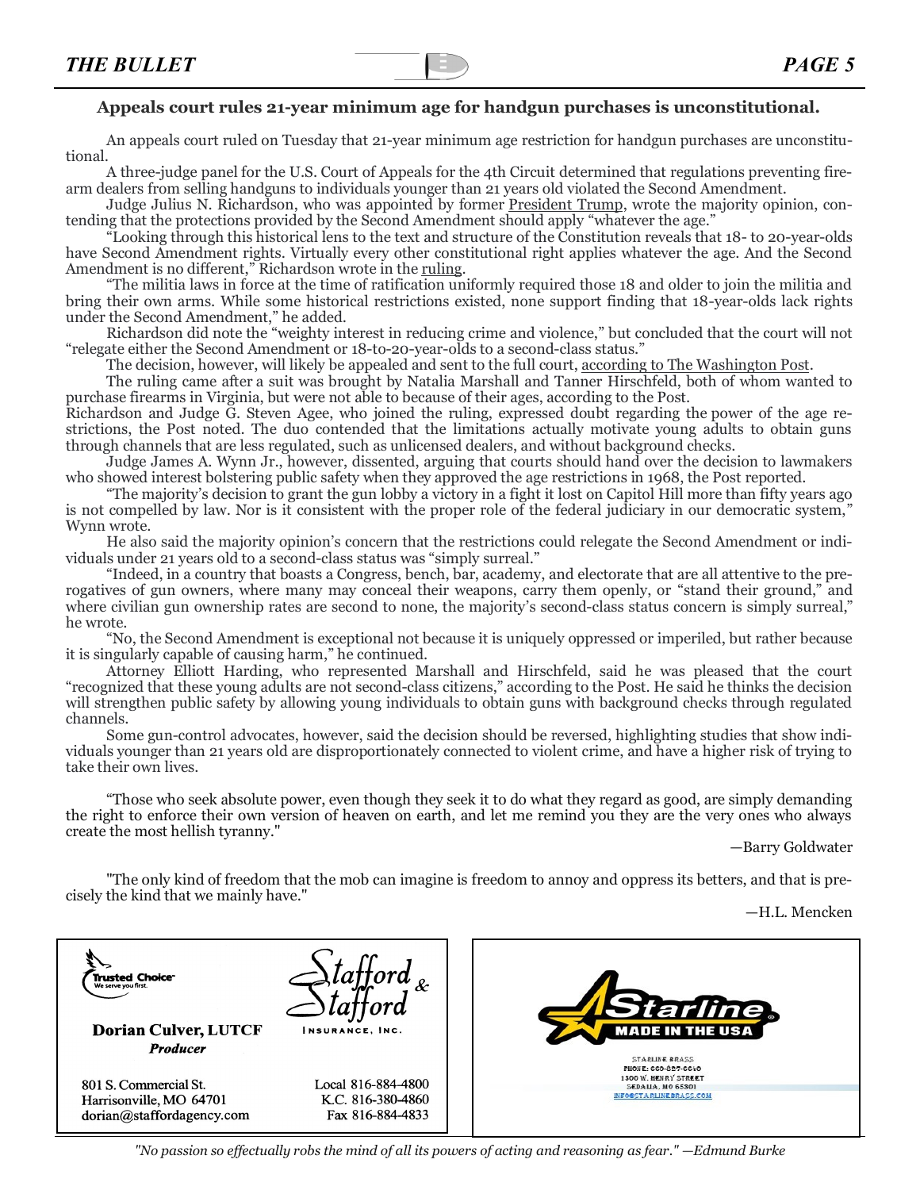## Appeals court rules 21-year minimum age for handgun purchases is unconstitutional.

An appeals court ruled on Tuesday that 21-year minimum age restriction for handgun purchases are unconstitutional.

A three-judge panel for the U.S. Court of Appeals for the 4th Circuit determined that regulations preventing firearm dealers from selling handguns to individuals younger than 21 years old violated the Second Amendment.

Judge Julius N. Richardson, who was appointed by former President Trump, wrote the majority opinion, contending that the protections provided by the Second Amendment should apply "whatever the age."

"Looking through this historical lens to the text and structure of the Constitution reveals that 18- to 20-year-olds have Second Amendment rights. Virtually every other constitutional right applies whatever the age. And the Second Amendment is no different," Richardson wrote in the ruling.

"The militia laws in force at the time of ratification uniformly required those 18 and older to join the militia and bring their own arms. While some historical restrictions existed, none support finding that 18-year-olds lack rights under the Second Amendment," he added.

Richardson did note the "weighty interest in reducing crime and violence," but concluded that the court will not "relegate either the Second Amendment or 18-to-20-year-olds to a second-class status."

The decision, however, will likely be appealed and sent to the full court, according to The Washington Post.

The ruling came after a suit was brought by Natalia Marshall and Tanner Hirschfeld, both of whom wanted to purchase firearms in Virginia, but were not able to because of their ages, according to the Post.

Richardson and Judge G. Steven Agee, who joined the ruling, expressed doubt regarding the power of the age restrictions, the Post noted. The duo contended that the limitations actually motivate young adults to obtain guns through channels that are less regulated, such as unlicensed dealers, and without background checks.

Judge James A. Wynn Jr., however, dissented, arguing that courts should hand over the decision to lawmakers who showed interest bolstering public safety when they approved the age restrictions in 1968, the Post reported.

"The majority's decision to grant the gun lobby a victory in a fight it lost on Capitol Hill more than fifty years ago is not compelled by law. Nor is it consistent with the proper role of the federal judiciary in our democratic system," Wynn wrote.

He also said the majority opinion's concern that the restrictions could relegate the Second Amendment or individuals under 21 years old to a second-class status was "simply surreal."

"Indeed, in a country that boasts a Congress, bench, bar, academy, and electorate that are all attentive to the prerogatives of gun owners, where many may conceal their weapons, carry them openly, or "stand their ground," and where civilian gun ownership rates are second to none, the majority's second-class status concern is simply surreal," he wrote.

"No, the Second Amendment is exceptional not because it is uniquely oppressed or imperiled, but rather because it is singularly capable of causing harm," he continued.

Attorney Elliott Harding, who represented Marshall and Hirschfeld, said he was pleased that the court "recognized that these young adults are not second-class citizens," according to the Post. He said he thinks the decision will strengthen public safety by allowing young individuals to obtain guns with background checks through regulated channels.

Some gun-control advocates, however, said the decision should be reversed, highlighting studies that show individuals younger than 21 years old are disproportionately connected to violent crime, and have a higher risk of trying to take their own lives.

"Those who seek absolute power, even though they seek it to do what they regard as good, are simply demanding the right to enforce their own version of heaven on earth, and let me remind you they are the very ones who always create the most hellish tyranny."

—Barry Goldwater

"The only kind of freedom that the mob can imagine is freedom to annoy and oppress its betters, and that is precisely the kind that we mainly have."

—H.L. Mencken

Trusted Choice — We serve you first.

**Dorian Culver, LUTCF**
*Producer*

801 S. Commercial St.
Harrisonville, MO 64701
dorian@staffordagency.com

Stafford & Stafford Insurance, Inc.

Local 816-884-4800
K.C. 816-380-4860
Fax 816-884-4833

Starline — MADE IN THE USA

STARLINE BRASS
PHONE: 660-827-6640
1300 W. HENRY STREET
SEDALIA, MO 65301
INFO@STARLINEBRASS.COM

*"No passion so effectually robs the mind of all its powers of acting and reasoning as fear." —Edmund Burke*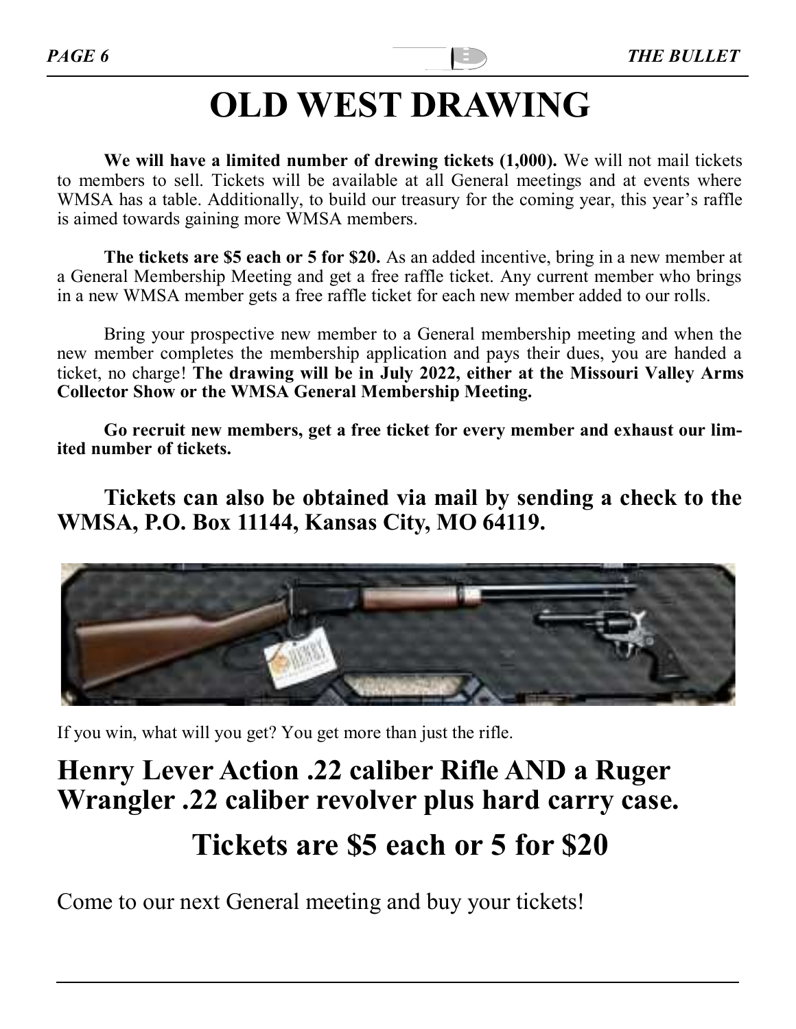# OLD WEST DRAWING

**We will have a limited number of drewing tickets (1,000).** We will not mail tickets to members to sell. Tickets will be available at all General meetings and at events where WMSA has a table. Additionally, to build our treasury for the coming year, this year's raffle is aimed towards gaining more WMSA members.

**The tickets are $5 each or 5 for $20.** As an added incentive, bring in a new member at a General Membership Meeting and get a free raffle ticket. Any current member who brings in a new WMSA member gets a free raffle ticket for each new member added to our rolls.

Bring your prospective new member to a General membership meeting and when the new member completes the membership application and pays their dues, you are handed a ticket, no charge! **The drawing will be in July 2022, either at the Missouri Valley Arms Collector Show or the WMSA General Membership Meeting.**

**Go recruit new members, get a free ticket for every member and exhaust our limited number of tickets.**

## Tickets can also be obtained via mail by sending a check to the WMSA, P.O. Box 11144, Kansas City, MO 64119.

If you win, what will you get? You get more than just the rifle.

## Henry Lever Action .22 caliber Rifle AND a Ruger Wrangler .22 caliber revolver plus hard carry case.

## Tickets are $5 each or 5 for $20

Come to our next General meeting and buy your tickets!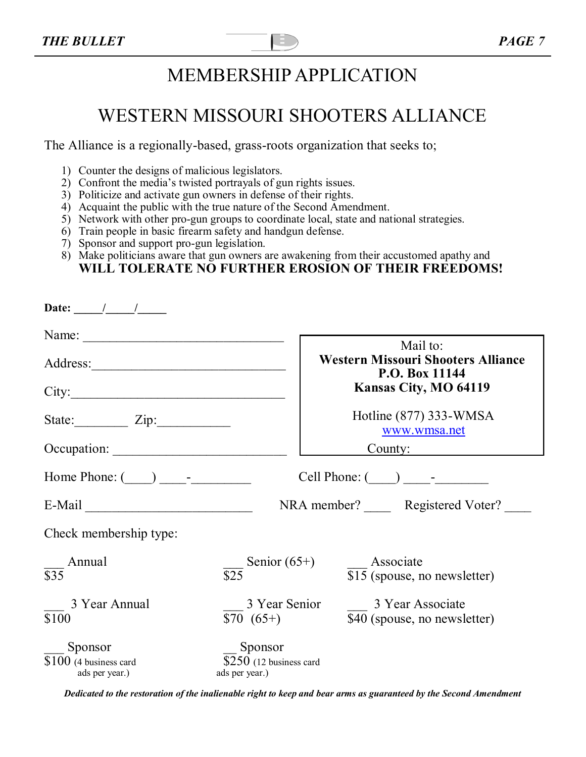# MEMBERSHIP APPLICATION

# WESTERN MISSOURI SHOOTERS ALLIANCE

The Alliance is a regionally-based, grass-roots organization that seeks to;

1) Counter the designs of malicious legislators.
2) Confront the media's twisted portrayals of gun rights issues.
3) Politicize and activate gun owners in defense of their rights.
4) Acquaint the public with the true nature of the Second Amendment.
5) Network with other pro-gun groups to coordinate local, state and national strategies.
6) Train people in basic firearm safety and handgun defense.
7) Sponsor and support pro-gun legislation.
8) Make politicians aware that gun owners are awakening from their accustomed apathy and **WILL TOLERATE NO FURTHER EROSION OF THEIR FREEDOMS!**

**Date:** _____/_____/_____

Name: ______________________________

Address:_____________________________

City:________________________________

State:________ Zip:___________

Occupation: __________________________

> Mail to:
> **Western Missouri Shooters Alliance**
> **P.O. Box 11144**
> **Kansas City, MO 64119**
>
> Hotline (877) 333-WMSA
> www.wmsa.net
>
> County:

Home Phone: (____) ____-_________ Cell Phone: (____) ____-________

E-Mail _________________________ NRA member? ____ Registered Voter? ____

Check membership type:

___ Annual $35

___ Senior (65+) $25

___ Associate $15 (spouse, no newsletter)

___ 3 Year Annual $100

___ 3 Year Senior $70 (65+)

___ 3 Year Associate $40 (spouse, no newsletter)

___ Sponsor $100 (4 business card ads per year.)

__ Sponsor $250 (12 business card ads per year.)

***Dedicated to the restoration of the inalienable right to keep and bear arms as guaranteed by the Second Amendment***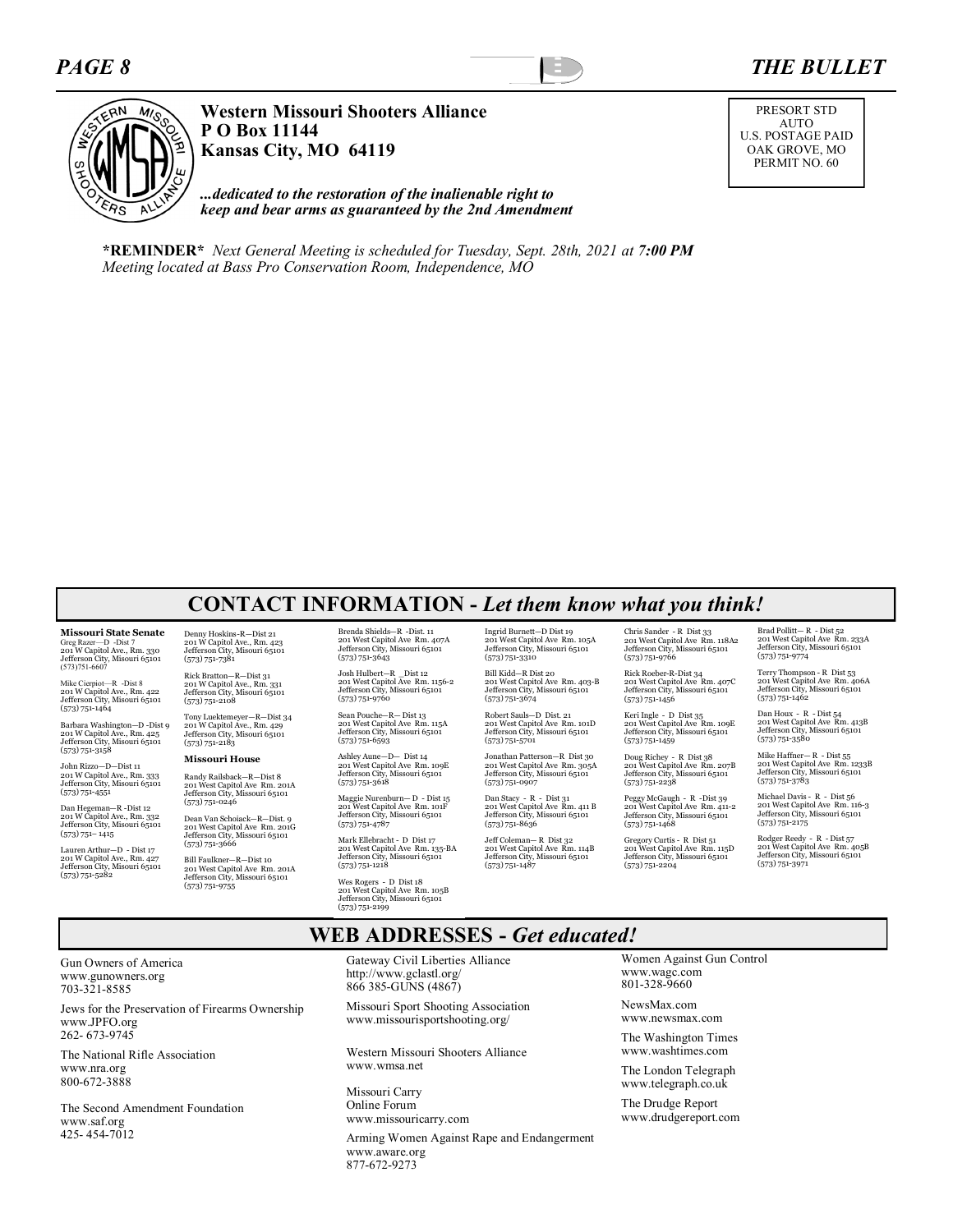**Western Missouri Shooters Alliance**
**P O Box 11144**
**Kansas City, MO 64119**

***...dedicated to the restoration of the inalienable right to keep and bear arms as guaranteed by the 2nd Amendment***

PRESORT STD
AUTO
U.S. POSTAGE PAID
OAK GROVE, MO
PERMIT NO. 60

**\*REMINDER\*** *Next General Meeting is scheduled for Tuesday, Sept. 28th, 2021 at* ***7:00 PM***
*Meeting located at Bass Pro Conservation Room, Independence, MO*

## CONTACT INFORMATION - *Let them know what you think!*

**Missouri State Senate**

Greg Razer—D -Dist 7
201 W Capitol Ave., Rm. 330
Jefferson City, Misouri 65101
(573)751-6607

Mike Cierpiot—R -Dist 8
201 W Capitol Ave., Rm. 422
Jefferson City, Misouri 65101
(573) 751-1464

Barbara Washington—D -Dist 9
201 W Capitol Ave., Rm. 425
Jefferson City, Misouri 65101
(573) 751-3158

John Rizzo—D—Dist 11
201 W Capitol Ave., Rm. 333
Jefferson City, Misouri 65101
(573) 751-4551

Dan Hegeman—R -Dist 12
201 W Capitol Ave., Rm. 332
Jefferson City, Missouri 65101
(573) 751– 1415

Lauren Arthur—D - Dist 17
201 W Capitol Ave., Rm. 427
Jefferson City, Misouri 65101
(573) 751-5282

Denny Hoskins-R—Dist 21
201 W Capitol Ave., Rm. 423
Jefferson City, Misouri 65101
(573) 751-7381

Rick Bratton—R—Dist 31
201 W Capitol Ave., Rm. 331
Jefferson City, Misouri 65101
(573) 751-2108

Tony Luektemeyer—R—Dist 34
201 W Capitol Ave., Rm. 429
Jefferson City, Misouri 65101
(573) 751-2183

**Missouri House**

Randy Railsback—R—Dist 8
201 West Capitol Ave Rm. 201A
Jefferson City, Missouri 65101
(573) 751-0246

Dean Van Schoiack—R—Dist. 9
201 West Capitol Ave Rm. 201G
Jefferson City, Missouri 65101
(573) 751-3666

Bill Faulkner—R—Dist 10
201 West Capitol Ave Rm. 201A
Jefferson City, Missouri 65101
(573) 751-9755

Brenda Shields—R -Dist. 11
201 West Capitol Ave Rm. 407A
Jefferson City, Missouri 65101
(573) 751-3643

Josh Hulbert—R _Dist 12
201 West Capitol Ave Rm. 1156-2
Jefferson City, Missouri 65101
(573) 751-9760

Sean Pouche—R— Dist 13
201 West Capitol Ave Rm. 115A
Jefferson City, Missouri 65101
(573) 751-6593

Ashley Aune—D— Dist 14
201 West Capitol Ave Rm. 109E
Jefferson City, Missouri 65101
(573) 751-3618

Maggie Nurenburn— D - Dist 15
201 West Capitol Ave Rm. 101F
Jefferson City, Missouri 65101
(573) 751-4787

Mark Ellebracht - D Dist 17
201 West Capitol Ave Rm. 135-BA
Jefferson City, Missouri 65101
(573) 751-1218

Wes Rogers - D Dist 18
201 West Capitol Ave Rm. 105B
Jefferson City, Missouri 65101
(573) 751-2199

Ingrid Burnett—D Dist 19
201 West Capitol Ave Rm. 105A
Jefferson City, Missouri 65101
(573) 751-3310

Bill Kidd—R Dist 20
201 West Capitol Ave Rm. 403-B
Jefferson City, Missouri 65101
(573) 751-3674

Robert Sauls—D Dist. 21
201 West Capitol Ave Rm. 101D
Jefferson City, Missouri 65101
(573) 751-5701

Jonathan Patterson—R Dist 30
201 West Capitol Ave Rm. 305A
Jefferson City, Missouri 65101
(573) 751-0907

Dan Stacy - R - Dist 31
201 West Capitol Ave Rm. 411 B
Jefferson City, Missouri 65101
(573) 751-8636

Jeff Coleman— R Dist 32
201 West Capitol Ave Rm. 114B
Jefferson City, Missouri 65101
(573) 751-1487

Chris Sander - R Dist 33
201 West Capitol Ave Rm. 118A2
Jefferson City, Missouri 65101
(573) 751-9766

Rick Roeber-R-Dist 34
201 West Capitol Ave Rm. 407C
Jefferson City, Missouri 65101
(573) 751-1456

Keri Ingle - D Dist 35
201 West Capitol Ave Rm. 109E
Jefferson City, Missouri 65101
(573) 751-1459

Doug Richey - R Dist 38
201 West Capitol Ave Rm. 207B
Jefferson City, Missouri 65101
(573) 751-2238

Peggy McGaugh - R -Dist 39
201 West Capitol Ave Rm. 411-2
Jefferson City, Missouri 65101
(573) 751-1468

Gregory Curtis - R Dist 51
201 West Capitol Ave Rm. 115D
Jefferson City, Missouri 65101
(573) 751-2204

Brad Pollitt— R - Dist 52
201 West Capitol Ave Rm. 233A
Jefferson City, Missouri 65101
(573) 751-9774

Terry Thompson - R Dist 53
201 West Capitol Ave Rm. 406A
Jefferson City, Missouri 65101
(573) 751-1462

Dan Houx - R - Dist 54
201 West Capitol Ave Rm. 413B
Jefferson City, Missouri 65101
(573) 751-3580

Mike Haffner— R - Dist 55
201 West Capitol Ave Rm. 1233B
Jefferson City, Missouri 65101
(573) 751-3783

Michael Davis - R - Dist 56
201 West Capitol Ave Rm. 116-3
Jefferson City, Missouri 65101
(573) 751-2175

Rodger Reedy - R - Dist 57
201 West Capitol Ave Rm. 405B
Jefferson City, Missouri 65101
(573) 751-3971

## WEB ADDRESSES - *Get educated!*

Gun Owners of America
www.gunowners.org
703-321-8585

Jews for the Preservation of Firearms Ownership
www.JPFO.org
262- 673-9745

The National Rifle Association
www.nra.org
800-672-3888

The Second Amendment Foundation
www.saf.org
425- 454-7012

Gateway Civil Liberties Alliance
http://www.gclastl.org/
866 385-GUNS (4867)

Missouri Sport Shooting Association
www.missourisportshooting.org/

Western Missouri Shooters Alliance
www.wmsa.net

Missouri Carry
Online Forum
www.missouricarry.com

Arming Women Against Rape and Endangerment
www.aware.org
877-672-9273

Women Against Gun Control
www.wagc.com
801-328-9660

NewsMax.com
www.newsmax.com

The Washington Times
www.washtimes.com

The London Telegraph
www.telegraph.co.uk

The Drudge Report
www.drudgereport.com